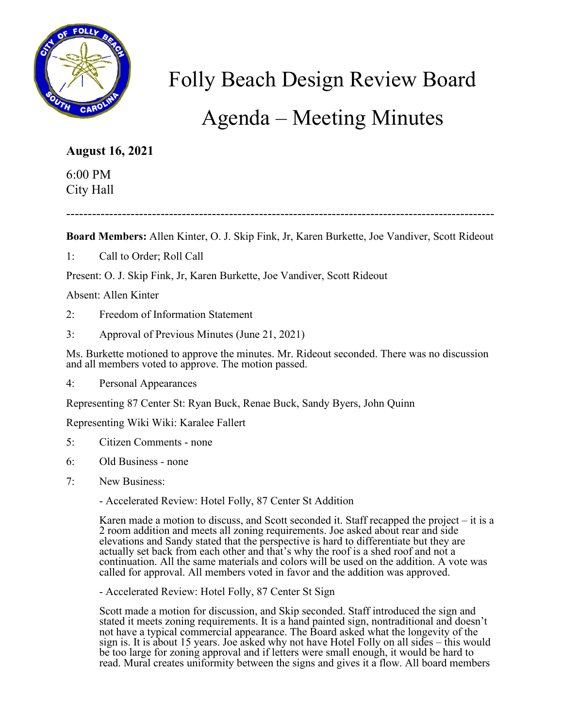# Folly Beach Design Review Board

## Agenda – Meeting Minutes

**August 16, 2021**

6:00 PM
City Hall

---

**Board Members:** Allen Kinter, O. J. Skip Fink, Jr, Karen Burkette, Joe Vandiver, Scott Rideout

1: Call to Order; Roll Call

Present: O. J. Skip Fink, Jr, Karen Burkette, Joe Vandiver, Scott Rideout

Absent: Allen Kinter

2: Freedom of Information Statement

3: Approval of Previous Minutes (June 21, 2021)

Ms. Burkette motioned to approve the minutes. Mr. Rideout seconded. There was no discussion and all members voted to approve. The motion passed.

4: Personal Appearances

Representing 87 Center St: Ryan Buck, Renae Buck, Sandy Byers, John Quinn

Representing Wiki Wiki: Karalee Fallert

5: Citizen Comments - none

6: Old Business - none

7: New Business:

- Accelerated Review: Hotel Folly, 87 Center St Addition

  Karen made a motion to discuss, and Scott seconded it. Staff recapped the project – it is a 2 room addition and meets all zoning requirements. Joe asked about rear and side elevations and Sandy stated that the perspective is hard to differentiate but they are actually set back from each other and that's why the roof is a shed roof and not a continuation. All the same materials and colors will be used on the addition. A vote was called for approval. All members voted in favor and the addition was approved.

- Accelerated Review: Hotel Folly, 87 Center St Sign

  Scott made a motion for discussion, and Skip seconded. Staff introduced the sign and stated it meets zoning requirements. It is a hand painted sign, nontraditional and doesn't not have a typical commercial appearance. The Board asked what the longevity of the sign is. It is about 15 years. Joe asked why not have Hotel Folly on all sides – this would be too large for zoning approval and if letters were small enough, it would be hard to read. Mural creates uniformity between the signs and gives it a flow. All board members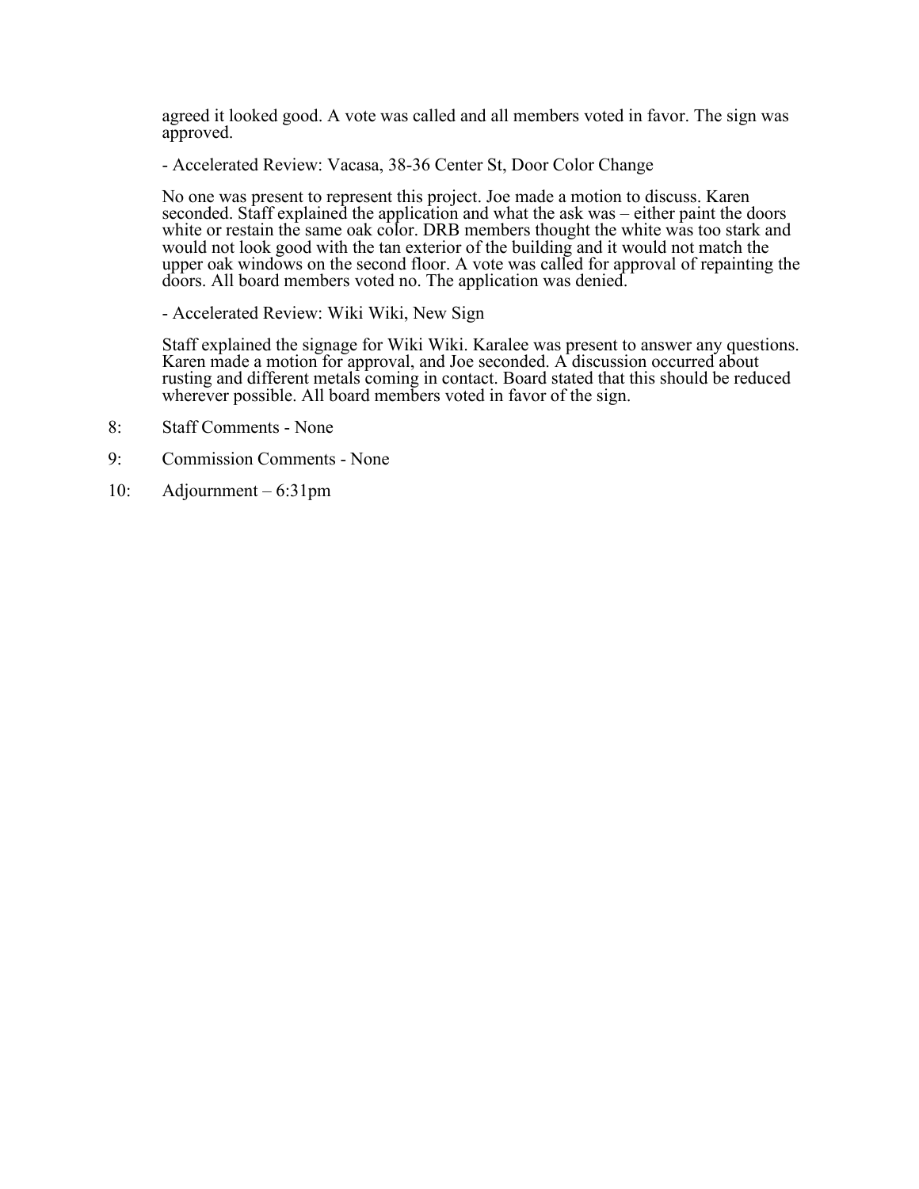agreed it looked good. A vote was called and all members voted in favor. The sign was approved.

- Accelerated Review: Vacasa, 38-36 Center St, Door Color Change

No one was present to represent this project. Joe made a motion to discuss. Karen seconded. Staff explained the application and what the ask was – either paint the doors white or restain the same oak color. DRB members thought the white was too stark and would not look good with the tan exterior of the building and it would not match the upper oak windows on the second floor. A vote was called for approval of repainting the doors. All board members voted no. The application was denied.

- Accelerated Review: Wiki Wiki, New Sign

Staff explained the signage for Wiki Wiki. Karalee was present to answer any questions. Karen made a motion for approval, and Joe seconded. A discussion occurred about rusting and different metals coming in contact. Board stated that this should be reduced wherever possible. All board members voted in favor of the sign.

8: Staff Comments - None

9: Commission Comments - None

10: Adjournment – 6:31pm